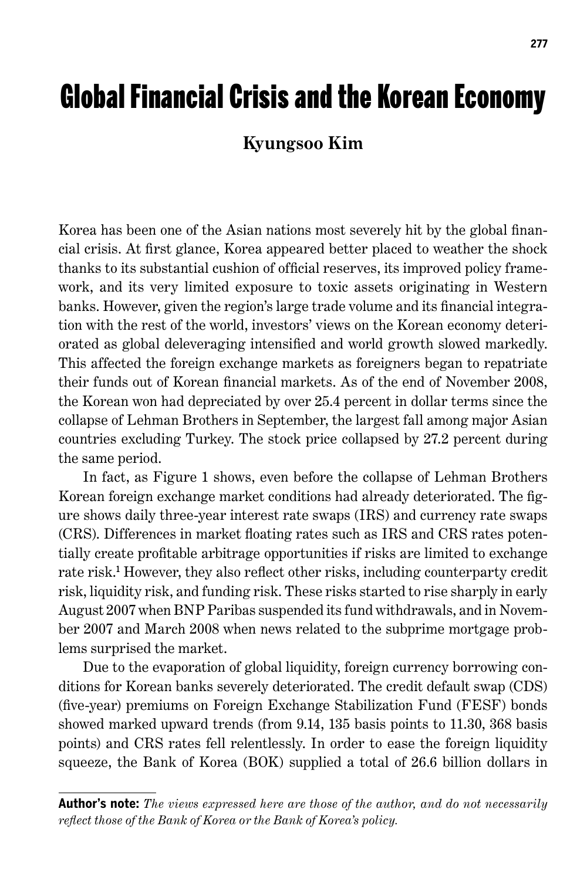# Global Financial Crisis and the Korean Economy

**Kyungsoo Kim**

Korea has been one of the Asian nations most severely hit by the global financial crisis. At first glance, Korea appeared better placed to weather the shock thanks to its substantial cushion of official reserves, its improved policy framework, and its very limited exposure to toxic assets originating in Western banks. However, given the region's large trade volume and its financial integration with the rest of the world, investors' views on the Korean economy deteriorated as global deleveraging intensified and world growth slowed markedly. This affected the foreign exchange markets as foreigners began to repatriate their funds out of Korean financial markets. As of the end of November 2008, the Korean won had depreciated by over 25.4 percent in dollar terms since the collapse of Lehman Brothers in September, the largest fall among major Asian countries excluding Turkey. The stock price collapsed by 27.2 percent during the same period.

In fact, as Figure 1 shows, even before the collapse of Lehman Brothers Korean foreign exchange market conditions had already deteriorated. The figure shows daily three-year interest rate swaps (IRS) and currency rate swaps (CRS). Differences in market floating rates such as IRS and CRS rates potentially create profitable arbitrage opportunities if risks are limited to exchange rate risk.[1] However, they also reflect other risks, including counterparty credit risk, liquidity risk, and funding risk. These risks started to rise sharply in early August 2007 when BNP Paribas suspended its fund withdrawals, and in November 2007 and March 2008 when news related to the subprime mortgage problems surprised the market.

Due to the evaporation of global liquidity, foreign currency borrowing conditions for Korean banks severely deteriorated. The credit default swap (CDS) (five-year) premiums on Foreign Exchange Stabilization Fund (FESF) bonds showed marked upward trends (from 9.14, 135 basis points to 11.30, 368 basis points) and CRS rates fell relentlessly. In order to ease the foreign liquidity squeeze, the Bank of Korea (BOK) supplied a total of 26.6 billion dollars in

---

**Author's note:** *The views expressed here are those of the author, and do not necessarily reflect those of the Bank of Korea or the Bank of Korea's policy.*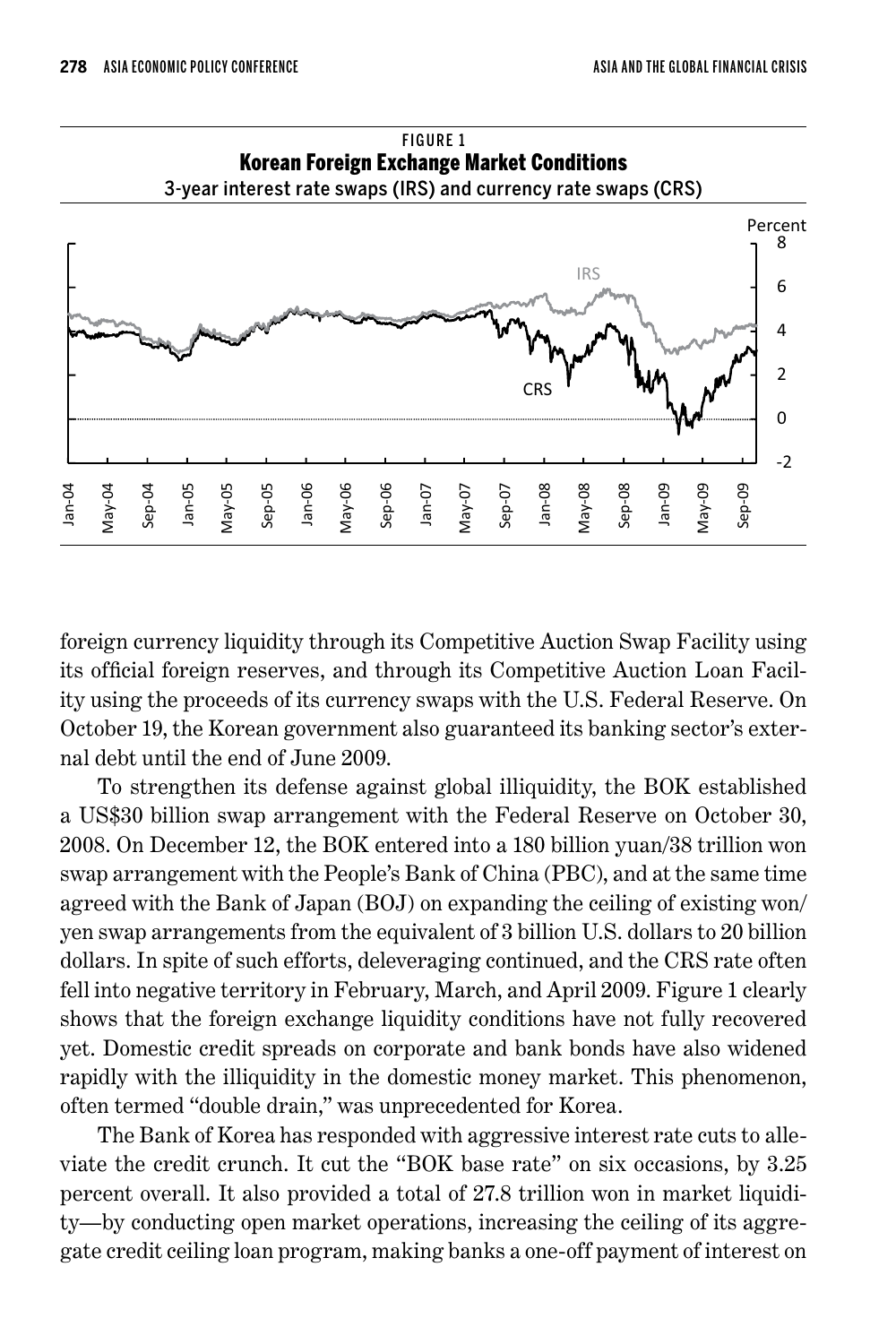FIGURE 1

**Korean Foreign Exchange Market Conditions**

3-year interest rate swaps (IRS) and currency rate swaps (CRS)

foreign currency liquidity through its Competitive Auction Swap Facility using its official foreign reserves, and through its Competitive Auction Loan Facility using the proceeds of its currency swaps with the U.S. Federal Reserve. On October 19, the Korean government also guaranteed its banking sector's external debt until the end of June 2009.

To strengthen its defense against global illiquidity, the BOK established a US$30 billion swap arrangement with the Federal Reserve on October 30, 2008. On December 12, the BOK entered into a 180 billion yuan/38 trillion won swap arrangement with the People's Bank of China (PBC), and at the same time agreed with the Bank of Japan (BOJ) on expanding the ceiling of existing won/yen swap arrangements from the equivalent of 3 billion U.S. dollars to 20 billion dollars. In spite of such efforts, deleveraging continued, and the CRS rate often fell into negative territory in February, March, and April 2009. Figure 1 clearly shows that the foreign exchange liquidity conditions have not fully recovered yet. Domestic credit spreads on corporate and bank bonds have also widened rapidly with the illiquidity in the domestic money market. This phenomenon, often termed "double drain," was unprecedented for Korea.

The Bank of Korea has responded with aggressive interest rate cuts to alleviate the credit crunch. It cut the "BOK base rate" on six occasions, by 3.25 percent overall. It also provided a total of 27.8 trillion won in market liquidity—by conducting open market operations, increasing the ceiling of its aggregate credit ceiling loan program, making banks a one-off payment of interest on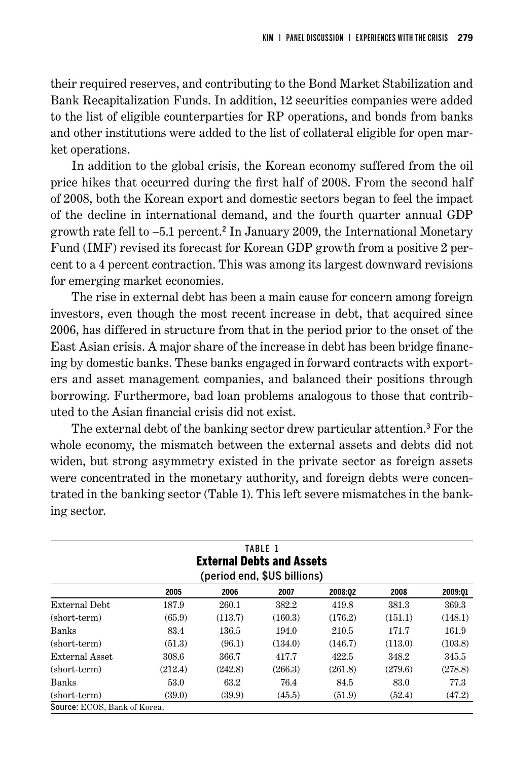their required reserves, and contributing to the Bond Market Stabilization and Bank Recapitalization Funds. In addition, 12 securities companies were added to the list of eligible counterparties for RP operations, and bonds from banks and other institutions were added to the list of collateral eligible for open market operations.

In addition to the global crisis, the Korean economy suffered from the oil price hikes that occurred during the first half of 2008. From the second half of 2008, both the Korean export and domestic sectors began to feel the impact of the decline in international demand, and the fourth quarter annual GDP growth rate fell to –5.1 percent.[2] In January 2009, the International Monetary Fund (IMF) revised its forecast for Korean GDP growth from a positive 2 percent to a 4 percent contraction. This was among its largest downward revisions for emerging market economies.

The rise in external debt has been a main cause for concern among foreign investors, even though the most recent increase in debt, that acquired since 2006, has differed in structure from that in the period prior to the onset of the East Asian crisis. A major share of the increase in debt has been bridge financing by domestic banks. These banks engaged in forward contracts with exporters and asset management companies, and balanced their positions through borrowing. Furthermore, bad loan problems analogous to those that contributed to the Asian financial crisis did not exist.

The external debt of the banking sector drew particular attention.[3] For the whole economy, the mismatch between the external assets and debts did not widen, but strong asymmetry existed in the private sector as foreign assets were concentrated in the monetary authority, and foreign debts were concentrated in the banking sector (Table 1). This left severe mismatches in the banking sector.

TABLE 1
**External Debts and Assets**
(period end, $US billions)

| | 2005 | 2006 | 2007 | 2008:Q2 | 2008 | 2009:Q1 |
|---|---|---|---|---|---|---|
| External Debt | 187.9 | 260.1 | 382.2 | 419.8 | 381.3 | 369.3 |
| (short-term) | (65.9) | (113.7) | (160.3) | (176.2) | (151.1) | (148.1) |
| Banks | 83.4 | 136.5 | 194.0 | 210.5 | 171.7 | 161.9 |
| (short-term) | (51.3) | (96.1) | (134.0) | (146.7) | (113.0) | (103.8) |
| External Asset | 308.6 | 366.7 | 417.7 | 422.5 | 348.2 | 345.5 |
| (short-term) | (212.4) | (242.8) | (266.3) | (261.8) | (279.6) | (278.8) |
| Banks | 53.0 | 63.2 | 76.4 | 84.5 | 83.0 | 77.3 |
| (short-term) | (39.0) | (39.9) | (45.5) | (51.9) | (52.4) | (47.2) |

**Source:** ECOS, Bank of Korea.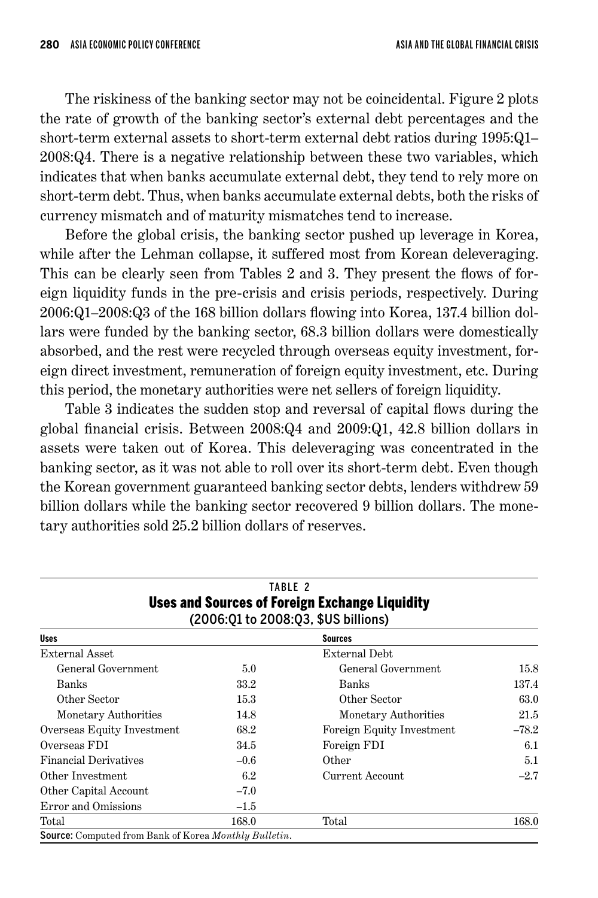The riskiness of the banking sector may not be coincidental. Figure 2 plots the rate of growth of the banking sector's external debt percentages and the short-term external assets to short-term external debt ratios during 1995:Q1–2008:Q4. There is a negative relationship between these two variables, which indicates that when banks accumulate external debt, they tend to rely more on short-term debt. Thus, when banks accumulate external debts, both the risks of currency mismatch and of maturity mismatches tend to increase.

Before the global crisis, the banking sector pushed up leverage in Korea, while after the Lehman collapse, it suffered most from Korean deleveraging. This can be clearly seen from Tables 2 and 3. They present the flows of foreign liquidity funds in the pre-crisis and crisis periods, respectively. During 2006:Q1–2008:Q3 of the 168 billion dollars flowing into Korea, 137.4 billion dollars were funded by the banking sector, 68.3 billion dollars were domestically absorbed, and the rest were recycled through overseas equity investment, foreign direct investment, remuneration of foreign equity investment, etc. During this period, the monetary authorities were net sellers of foreign liquidity.

Table 3 indicates the sudden stop and reversal of capital flows during the global financial crisis. Between 2008:Q4 and 2009:Q1, 42.8 billion dollars in assets were taken out of Korea. This deleveraging was concentrated in the banking sector, as it was not able to roll over its short-term debt. Even though the Korean government guaranteed banking sector debts, lenders withdrew 59 billion dollars while the banking sector recovered 9 billion dollars. The monetary authorities sold 25.2 billion dollars of reserves.

TABLE 2
**Uses and Sources of Foreign Exchange Liquidity**
(2006:Q1 to 2008:Q3, $US billions)

| Uses | | Sources | |
|---|---|---|---|
| External Asset | | External Debt | |
| General Government | 5.0 | General Government | 15.8 |
| Banks | 33.2 | Banks | 137.4 |
| Other Sector | 15.3 | Other Sector | 63.0 |
| Monetary Authorities | 14.8 | Monetary Authorities | 21.5 |
| Overseas Equity Investment | 68.2 | Foreign Equity Investment | –78.2 |
| Overseas FDI | 34.5 | Foreign FDI | 6.1 |
| Financial Derivatives | –0.6 | Other | 5.1 |
| Other Investment | 6.2 | Current Account | –2.7 |
| Other Capital Account | –7.0 | | |
| Error and Omissions | –1.5 | | |
| Total | 168.0 | Total | 168.0 |

**Source:** Computed from Bank of Korea *Monthly Bulletin*.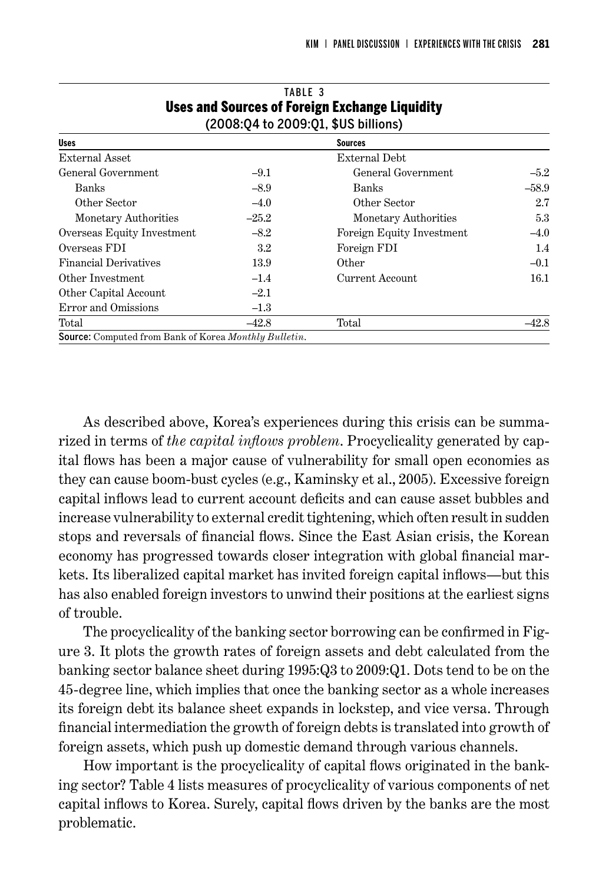TABLE 3
**Uses and Sources of Foreign Exchange Liquidity**
(2008:Q4 to 2009:Q1, $US billions)

| Uses | | Sources | |
|---|---|---|---|
| External Asset | | External Debt | |
| General Government | –9.1 | General Government | –5.2 |
| Banks | –8.9 | Banks | –58.9 |
| Other Sector | –4.0 | Other Sector | 2.7 |
| Monetary Authorities | –25.2 | Monetary Authorities | 5.3 |
| Overseas Equity Investment | –8.2 | Foreign Equity Investment | –4.0 |
| Overseas FDI | 3.2 | Foreign FDI | 1.4 |
| Financial Derivatives | 13.9 | Other | –0.1 |
| Other Investment | –1.4 | Current Account | 16.1 |
| Other Capital Account | –2.1 | | |
| Error and Omissions | –1.3 | | |
| Total | –42.8 | Total | –42.8 |

**Source:** Computed from Bank of Korea *Monthly Bulletin*.

As described above, Korea's experiences during this crisis can be summarized in terms of *the capital inflows problem*. Procyclicality generated by capital flows has been a major cause of vulnerability for small open economies as they can cause boom-bust cycles (e.g., Kaminsky et al., 2005). Excessive foreign capital inflows lead to current account deficits and can cause asset bubbles and increase vulnerability to external credit tightening, which often result in sudden stops and reversals of financial flows. Since the East Asian crisis, the Korean economy has progressed towards closer integration with global financial markets. Its liberalized capital market has invited foreign capital inflows—but this has also enabled foreign investors to unwind their positions at the earliest signs of trouble.

The procyclicality of the banking sector borrowing can be confirmed in Figure 3. It plots the growth rates of foreign assets and debt calculated from the banking sector balance sheet during 1995:Q3 to 2009:Q1. Dots tend to be on the 45-degree line, which implies that once the banking sector as a whole increases its foreign debt its balance sheet expands in lockstep, and vice versa. Through financial intermediation the growth of foreign debts is translated into growth of foreign assets, which push up domestic demand through various channels.

How important is the procyclicality of capital flows originated in the banking sector? Table 4 lists measures of procyclicality of various components of net capital inflows to Korea. Surely, capital flows driven by the banks are the most problematic.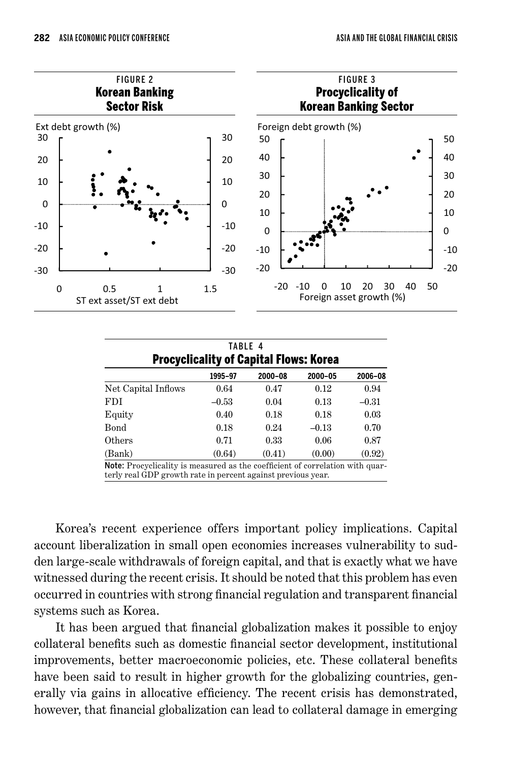FIGURE 2
**Korean Banking Sector Risk**

FIGURE 3
**Procyclicality of Korean Banking Sector**

TABLE 4
**Procyclicality of Capital Flows: Korea**

| | 1995–97 | 2000–08 | 2000–05 | 2006–08 |
|---|---|---|---|---|
| Net Capital Inflows | 0.64 | 0.47 | 0.12 | 0.94 |
| FDI | –0.53 | 0.04 | 0.13 | –0.31 |
| Equity | 0.40 | 0.18 | 0.18 | 0.03 |
| Bond | 0.18 | 0.24 | –0.13 | 0.70 |
| Others | 0.71 | 0.33 | 0.06 | 0.87 |
| (Bank) | (0.64) | (0.41) | (0.00) | (0.92) |

**Note:** Procyclicality is measured as the coefficient of correlation with quarterly real GDP growth rate in percent against previous year.

Korea's recent experience offers important policy implications. Capital account liberalization in small open economies increases vulnerability to sudden large-scale withdrawals of foreign capital, and that is exactly what we have witnessed during the recent crisis. It should be noted that this problem has even occurred in countries with strong financial regulation and transparent financial systems such as Korea.

It has been argued that financial globalization makes it possible to enjoy collateral benefits such as domestic financial sector development, institutional improvements, better macroeconomic policies, etc. These collateral benefits have been said to result in higher growth for the globalizing countries, generally via gains in allocative efficiency. The recent crisis has demonstrated, however, that financial globalization can lead to collateral damage in emerging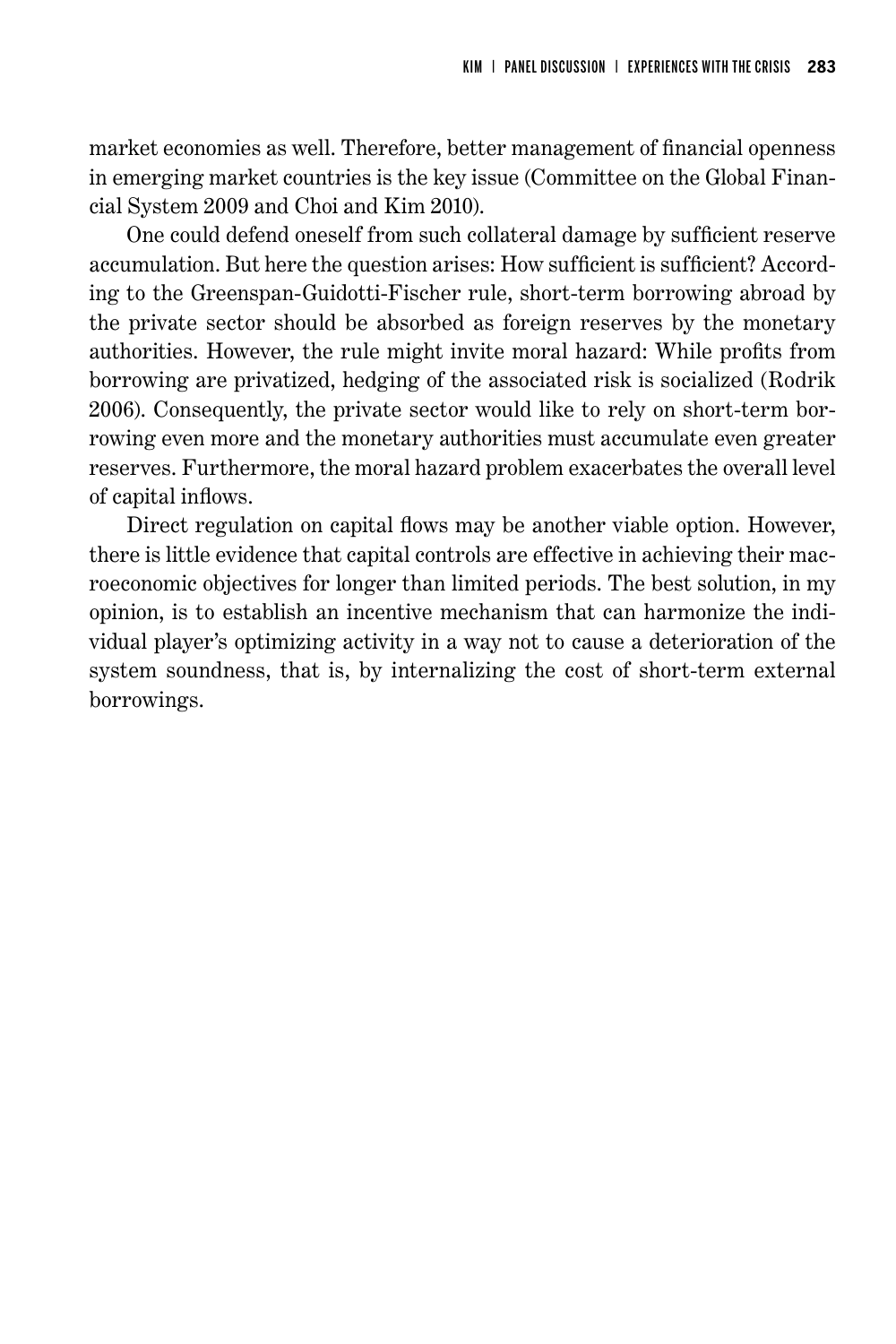market economies as well. Therefore, better management of financial openness in emerging market countries is the key issue (Committee on the Global Financial System 2009 and Choi and Kim 2010).

One could defend oneself from such collateral damage by sufficient reserve accumulation. But here the question arises: How sufficient is sufficient? According to the Greenspan-Guidotti-Fischer rule, short-term borrowing abroad by the private sector should be absorbed as foreign reserves by the monetary authorities. However, the rule might invite moral hazard: While profits from borrowing are privatized, hedging of the associated risk is socialized (Rodrik 2006). Consequently, the private sector would like to rely on short-term borrowing even more and the monetary authorities must accumulate even greater reserves. Furthermore, the moral hazard problem exacerbates the overall level of capital inflows.

Direct regulation on capital flows may be another viable option. However, there is little evidence that capital controls are effective in achieving their macroeconomic objectives for longer than limited periods. The best solution, in my opinion, is to establish an incentive mechanism that can harmonize the individual player's optimizing activity in a way not to cause a deterioration of the system soundness, that is, by internalizing the cost of short-term external borrowings.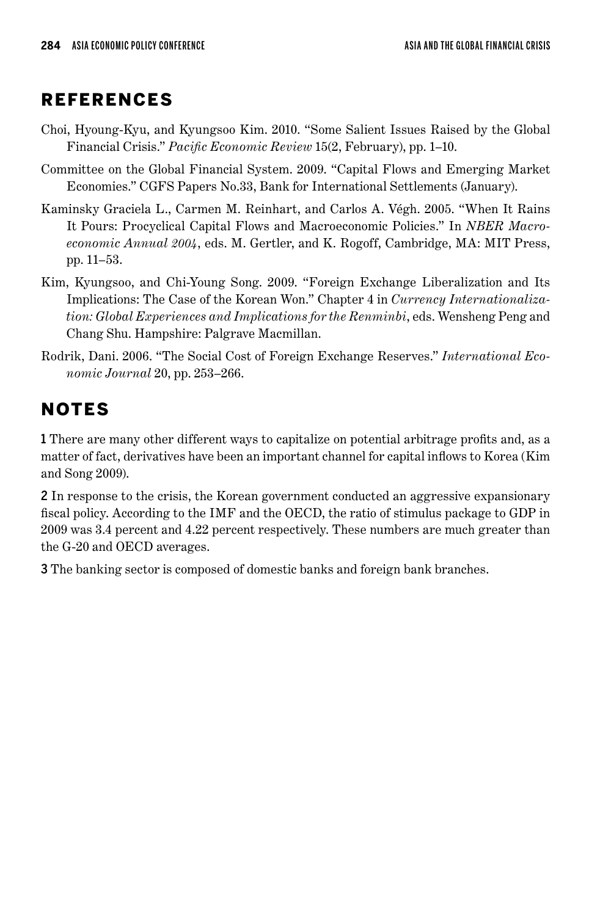## REFERENCES

Choi, Hyoung-Kyu, and Kyungsoo Kim. 2010. "Some Salient Issues Raised by the Global Financial Crisis." *Pacific Economic Review* 15(2, February), pp. 1–10.

Committee on the Global Financial System. 2009. "Capital Flows and Emerging Market Economies." CGFS Papers No.33, Bank for International Settlements (January).

Kaminsky Graciela L., Carmen M. Reinhart, and Carlos A. Végh. 2005. "When It Rains It Pours: Procyclical Capital Flows and Macroeconomic Policies." In *NBER Macroeconomic Annual 2004*, eds. M. Gertler, and K. Rogoff, Cambridge, MA: MIT Press, pp. 11–53.

Kim, Kyungsoo, and Chi-Young Song. 2009. "Foreign Exchange Liberalization and Its Implications: The Case of the Korean Won." Chapter 4 in *Currency Internationalization: Global Experiences and Implications for the Renminbi*, eds. Wensheng Peng and Chang Shu. Hampshire: Palgrave Macmillan.

Rodrik, Dani. 2006. "The Social Cost of Foreign Exchange Reserves." *International Economic Journal* 20, pp. 253–266.

## NOTES

**1** There are many other different ways to capitalize on potential arbitrage profits and, as a matter of fact, derivatives have been an important channel for capital inflows to Korea (Kim and Song 2009).

**2** In response to the crisis, the Korean government conducted an aggressive expansionary fiscal policy. According to the IMF and the OECD, the ratio of stimulus package to GDP in 2009 was 3.4 percent and 4.22 percent respectively. These numbers are much greater than the G-20 and OECD averages.

**3** The banking sector is composed of domestic banks and foreign bank branches.